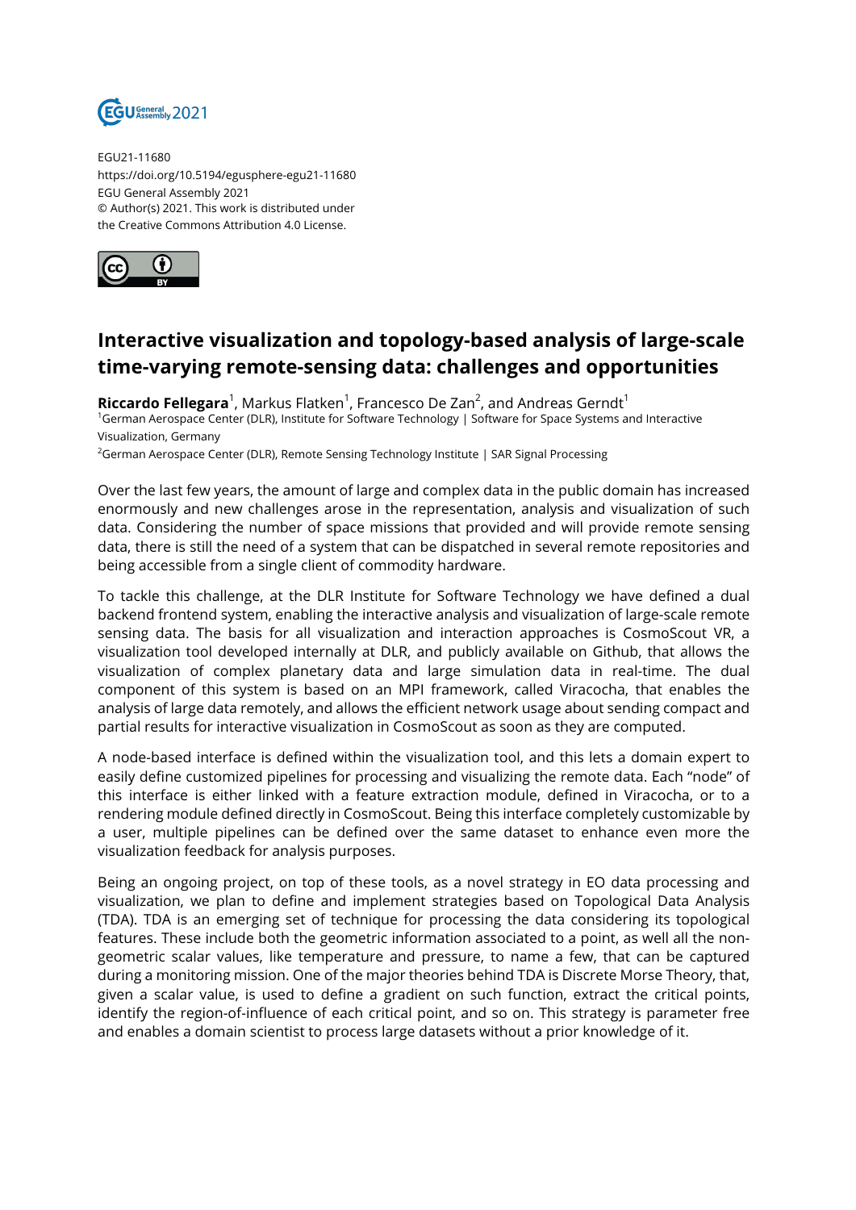EGU21-11680
https://doi.org/10.5194/egusphere-egu21-11680
EGU General Assembly 2021
© Author(s) 2021. This work is distributed under
the Creative Commons Attribution 4.0 License.

# Interactive visualization and topology-based analysis of large-scale time-varying remote-sensing data: challenges and opportunities

**Riccardo Fellegara**[1], Markus Flatken[1], Francesco De Zan[2], and Andreas Gerndt[1]

[1]German Aerospace Center (DLR), Institute for Software Technology | Software for Space Systems and Interactive Visualization, Germany

[2]German Aerospace Center (DLR), Remote Sensing Technology Institute | SAR Signal Processing

Over the last few years, the amount of large and complex data in the public domain has increased enormously and new challenges arose in the representation, analysis and visualization of such data. Considering the number of space missions that provided and will provide remote sensing data, there is still the need of a system that can be dispatched in several remote repositories and being accessible from a single client of commodity hardware.

To tackle this challenge, at the DLR Institute for Software Technology we have defined a dual backend frontend system, enabling the interactive analysis and visualization of large-scale remote sensing data. The basis for all visualization and interaction approaches is CosmoScout VR, a visualization tool developed internally at DLR, and publicly available on Github, that allows the visualization of complex planetary data and large simulation data in real-time. The dual component of this system is based on an MPI framework, called Viracocha, that enables the analysis of large data remotely, and allows the efficient network usage about sending compact and partial results for interactive visualization in CosmoScout as soon as they are computed.

A node-based interface is defined within the visualization tool, and this lets a domain expert to easily define customized pipelines for processing and visualizing the remote data. Each "node" of this interface is either linked with a feature extraction module, defined in Viracocha, or to a rendering module defined directly in CosmoScout. Being this interface completely customizable by a user, multiple pipelines can be defined over the same dataset to enhance even more the visualization feedback for analysis purposes.

Being an ongoing project, on top of these tools, as a novel strategy in EO data processing and visualization, we plan to define and implement strategies based on Topological Data Analysis (TDA). TDA is an emerging set of technique for processing the data considering its topological features. These include both the geometric information associated to a point, as well all the non-geometric scalar values, like temperature and pressure, to name a few, that can be captured during a monitoring mission. One of the major theories behind TDA is Discrete Morse Theory, that, given a scalar value, is used to define a gradient on such function, extract the critical points, identify the region-of-influence of each critical point, and so on. This strategy is parameter free and enables a domain scientist to process large datasets without a prior knowledge of it.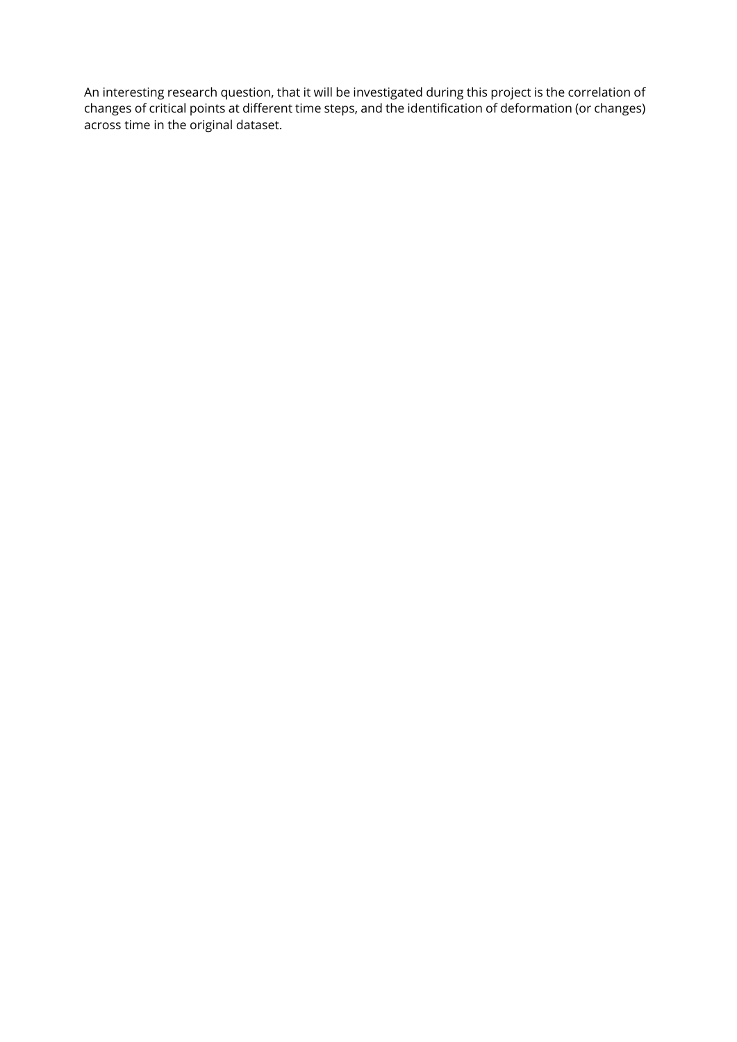An interesting research question, that it will be investigated during this project is the correlation of changes of critical points at different time steps, and the identification of deformation (or changes) across time in the original dataset.